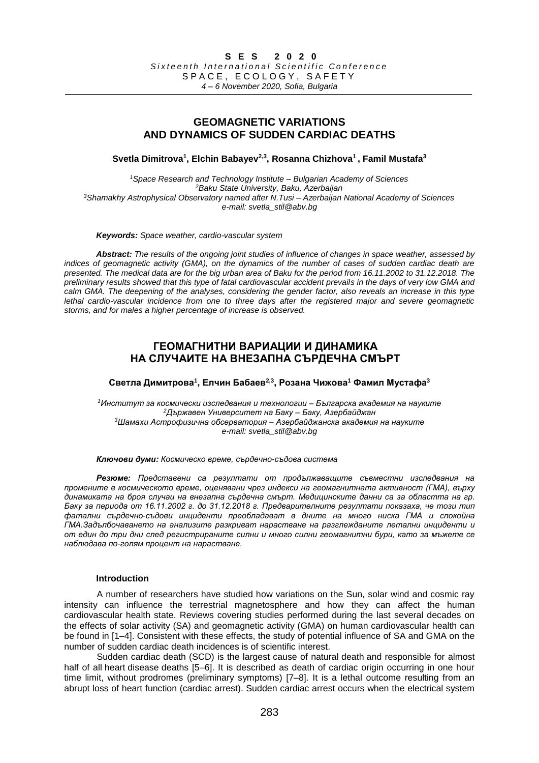**S E S 2 0 2 0**
*Sixteenth International Scientific Conference*
SPACE, ECOLOGY, SAFETY
*4 – 6 November 2020, Sofia, Bulgaria*

# GEOMAGNETIC VARIATIONS AND DYNAMICS OF SUDDEN CARDIAC DEATHS

**Svetla Dimitrova[1], Elchin Babayev[2,3], Rosanna Chizhova[1], Famil Mustafa[3]**

*[1]Space Research and Technology Institute – Bulgarian Academy of Sciences*
*[2]Baku State University, Baku, Azerbaijan*
*[3]Shamakhy Astrophysical Observatory named after N.Tusi – Azerbaijan National Academy of Sciences*
*e-mail: svetla_stil@abv.bg*

***Keywords:*** *Space weather, cardio-vascular system*

***Abstract:*** *The results of the ongoing joint studies of influence of changes in space weather, assessed by indices of geomagnetic activity (GMA), on the dynamics of the number of cases of sudden cardiac death are presented. The medical data are for the big urban area of Baku for the period from 16.11.2002 to 31.12.2018. The preliminary results showed that this type of fatal cardiovascular accident prevails in the days of very low GMA and calm GMA. The deepening of the analyses, considering the gender factor, also reveals an increase in this type lethal cardio-vascular incidence from one to three days after the registered major and severe geomagnetic storms, and for males a higher percentage of increase is observed.*

# ГЕОМАГНИТНИ ВАРИАЦИИ И ДИНАМИКА НА СЛУЧАИТЕ НА ВНЕЗАПНА СЪРДЕЧНА СМЪРТ

**Светла Димитрова[1], Елчин Бабаев[2,3], Розана Чижова[1] Фамил Мустафа[3]**

*[1]Институт за космически изследвания и технологии – Българска академия на науките*
*[2]Държавен Университет на Баку – Баку, Азербайджан*
*[3]Шамахи Астрофизична обсерватория – Азербайджанска академия на науките*
*e-mail: svetla_stil@abv.bg*

***Ключови думи:*** *Космическо време, сърдечно-съдова система*

***Резюме:*** *Представени са резултати от продължаващите съвместни изследвания на промените в космическото време, оценявани чрез индекси на геомагнитната активност (ГМА), върху динамиката на броя случаи на внезапна сърдечна смърт. Медицинските данни са за областта на гр. Баку за периода от 16.11.2002 г. до 31.12.2018 г. Предварителните резултати показаха, че този тип фатални сърдечно-съдови инциденти преобладават в дните на много ниска ГМА и спокойна ГМА.Задълбочаването на анализите разкриват нарастване на разглежданите летални инциденти и от един до три дни след регистрираните силни и много силни геомагнитни бури, като за мъжете се наблюдава по-голям процент на нарастване.*

## Introduction

A number of researchers have studied how variations on the Sun, solar wind and cosmic ray intensity can influence the terrestrial magnetosphere and how they can affect the human cardiovascular health state. Reviews covering studies performed during the last several decades on the effects of solar activity (SA) and geomagnetic activity (GMA) on human cardiovascular health can be found in [1–4]. Consistent with these effects, the study of potential influence of SA and GMA on the number of sudden cardiac death incidences is of scientific interest.

Sudden cardiac death (SCD) is the largest cause of natural death and responsible for almost half of all heart disease deaths [5–6]. It is described as death of cardiac origin occurring in one hour time limit, without prodromes (preliminary symptoms) [7–8]. It is a lethal outcome resulting from an abrupt loss of heart function (cardiac arrest). Sudden cardiac arrest occurs when the electrical system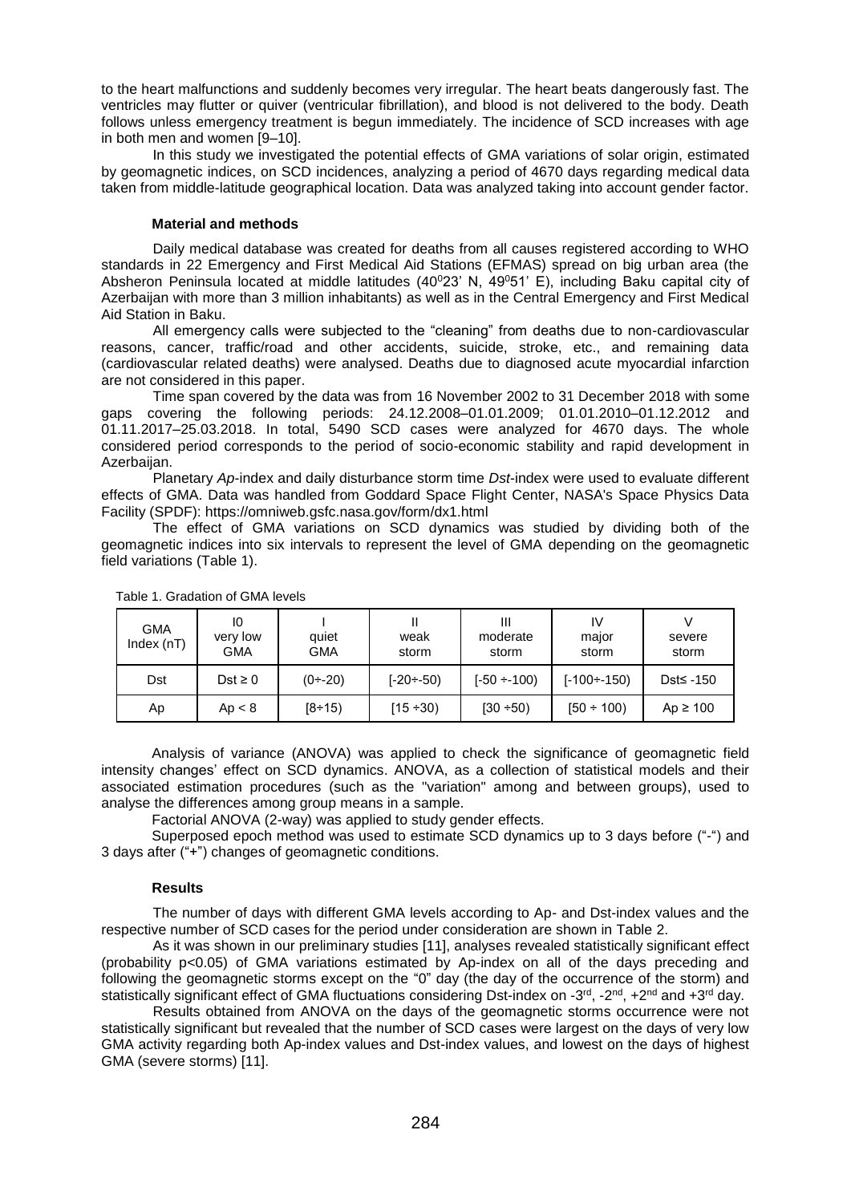to the heart malfunctions and suddenly becomes very irregular. The heart beats dangerously fast. The ventricles may flutter or quiver (ventricular fibrillation), and blood is not delivered to the body. Death follows unless emergency treatment is begun immediately. The incidence of SCD increases with age in both men and women [9–10].

In this study we investigated the potential effects of GMA variations of solar origin, estimated by geomagnetic indices, on SCD incidences, analyzing a period of 4670 days regarding medical data taken from middle-latitude geographical location. Data was analyzed taking into account gender factor.

### Material and methods

Daily medical database was created for deaths from all causes registered according to WHO standards in 22 Emergency and First Medical Aid Stations (EFMAS) spread on big urban area (the Absheron Peninsula located at middle latitudes ($40^0 23'$ N, $49^0 51'$ E), including Baku capital city of Azerbaijan with more than 3 million inhabitants) as well as in the Central Emergency and First Medical Aid Station in Baku.

All emergency calls were subjected to the "cleaning" from deaths due to non-cardiovascular reasons, cancer, traffic/road and other accidents, suicide, stroke, etc., and remaining data (cardiovascular related deaths) were analysed. Deaths due to diagnosed acute myocardial infarction are not considered in this paper.

Time span covered by the data was from 16 November 2002 to 31 December 2018 with some gaps covering the following periods: 24.12.2008–01.01.2009; 01.01.2010–01.12.2012 and 01.11.2017–25.03.2018. In total, 5490 SCD cases were analyzed for 4670 days. The whole considered period corresponds to the period of socio-economic stability and rapid development in Azerbaijan.

Planetary *Ap*-index and daily disturbance storm time *Dst*-index were used to evaluate different effects of GMA. Data was handled from Goddard Space Flight Center, NASA's Space Physics Data Facility (SPDF): https://omniweb.gsfc.nasa.gov/form/dx1.html

The effect of GMA variations on SCD dynamics was studied by dividing both of the geomagnetic indices into six intervals to represent the level of GMA depending on the geomagnetic field variations (Table 1).

Table 1. Gradation of GMA levels

| GMA Index (nT) | I0 very low GMA | I quiet GMA | II weak storm | III moderate storm | IV major storm | V severe storm |
|---|---|---|---|---|---|---|
| Dst | $Dst \geq 0$ | $(0 \div -20)$ | $[-20 \div -50)$ | $[-50 \div -100)$ | $[-100 \div -150)$ | $Dst \leq -150$ |
| Ap | $Ap < 8$ | $[8 \div 15)$ | $[15 \div 30)$ | $[30 \div 50)$ | $[50 \div 100)$ | $Ap \geq 100$ |

Analysis of variance (ANOVA) was applied to check the significance of geomagnetic field intensity changes' effect on SCD dynamics. ANOVA, as a collection of statistical models and their associated estimation procedures (such as the "variation" among and between groups), used to analyse the differences among group means in a sample.

Factorial ANOVA (2-way) was applied to study gender effects.

Superposed epoch method was used to estimate SCD dynamics up to 3 days before ("-") and 3 days after ("+") changes of geomagnetic conditions.

### Results

The number of days with different GMA levels according to Ap- and Dst-index values and the respective number of SCD cases for the period under consideration are shown in Table 2.

As it was shown in our preliminary studies [11], analyses revealed statistically significant effect (probability $p<0.05$) of GMA variations estimated by Ap-index on all of the days preceding and following the geomagnetic storms except on the "0" day (the day of the occurrence of the storm) and statistically significant effect of GMA fluctuations considering Dst-index on -3rd, -2nd, +2nd and +3rd day.

Results obtained from ANOVA on the days of the geomagnetic storms occurrence were not statistically significant but revealed that the number of SCD cases were largest on the days of very low GMA activity regarding both Ap-index values and Dst-index values, and lowest on the days of highest GMA (severe storms) [11].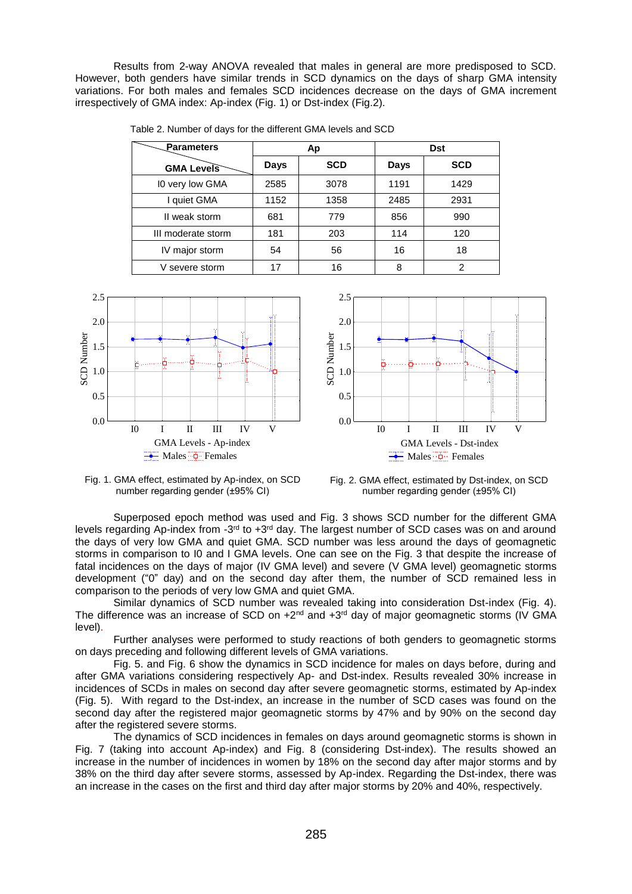Results from 2-way ANOVA revealed that males in general are more predisposed to SCD. However, both genders have similar trends in SCD dynamics on the days of sharp GMA intensity variations. For both males and females SCD incidences decrease on the days of GMA increment irrespectively of GMA index: Ap-index (Fig. 1) or Dst-index (Fig.2).

Table 2. Number of days for the different GMA levels and SCD

| Parameters / GMA Levels | Ap | | Dst | |
|---|---|---|---|---|
| | Days | SCD | Days | SCD |
| I0 very low GMA | 2585 | 3078 | 1191 | 1429 |
| I quiet GMA | 1152 | 1358 | 2485 | 2931 |
| II weak storm | 681 | 779 | 856 | 990 |
| III moderate storm | 181 | 203 | 114 | 120 |
| IV major storm | 54 | 56 | 16 | 18 |
| V severe storm | 17 | 16 | 8 | 2 |

Fig. 1. GMA effect, estimated by Ap-index, on SCD number regarding gender (±95% CI)

Fig. 2. GMA effect, estimated by Dst-index, on SCD number regarding gender (±95% CI)

Superposed epoch method was used and Fig. 3 shows SCD number for the different GMA levels regarding Ap-index from -3rd to +3rd day. The largest number of SCD cases was on and around the days of very low GMA and quiet GMA. SCD number was less around the days of geomagnetic storms in comparison to I0 and I GMA levels. One can see on the Fig. 3 that despite the increase of fatal incidences on the days of major (IV GMA level) and severe (V GMA level) geomagnetic storms development ("0" day) and on the second day after them, the number of SCD remained less in comparison to the periods of very low GMA and quiet GMA.

Similar dynamics of SCD number was revealed taking into consideration Dst-index (Fig. 4). The difference was an increase of SCD on +2nd and +3rd day of major geomagnetic storms (IV GMA level).

Further analyses were performed to study reactions of both genders to geomagnetic storms on days preceding and following different levels of GMA variations.

Fig. 5. and Fig. 6 show the dynamics in SCD incidence for males on days before, during and after GMA variations considering respectively Ap- and Dst-index. Results revealed 30% increase in incidences of SCDs in males on second day after severe geomagnetic storms, estimated by Ap-index (Fig. 5). With regard to the Dst-index, an increase in the number of SCD cases was found on the second day after the registered major geomagnetic storms by 47% and by 90% on the second day after the registered severe storms.

The dynamics of SCD incidences in females on days around geomagnetic storms is shown in Fig. 7 (taking into account Ap-index) and Fig. 8 (considering Dst-index). The results showed an increase in the number of incidences in women by 18% on the second day after major storms and by 38% on the third day after severe storms, assessed by Ap-index. Regarding the Dst-index, there was an increase in the cases on the first and third day after major storms by 20% and 40%, respectively.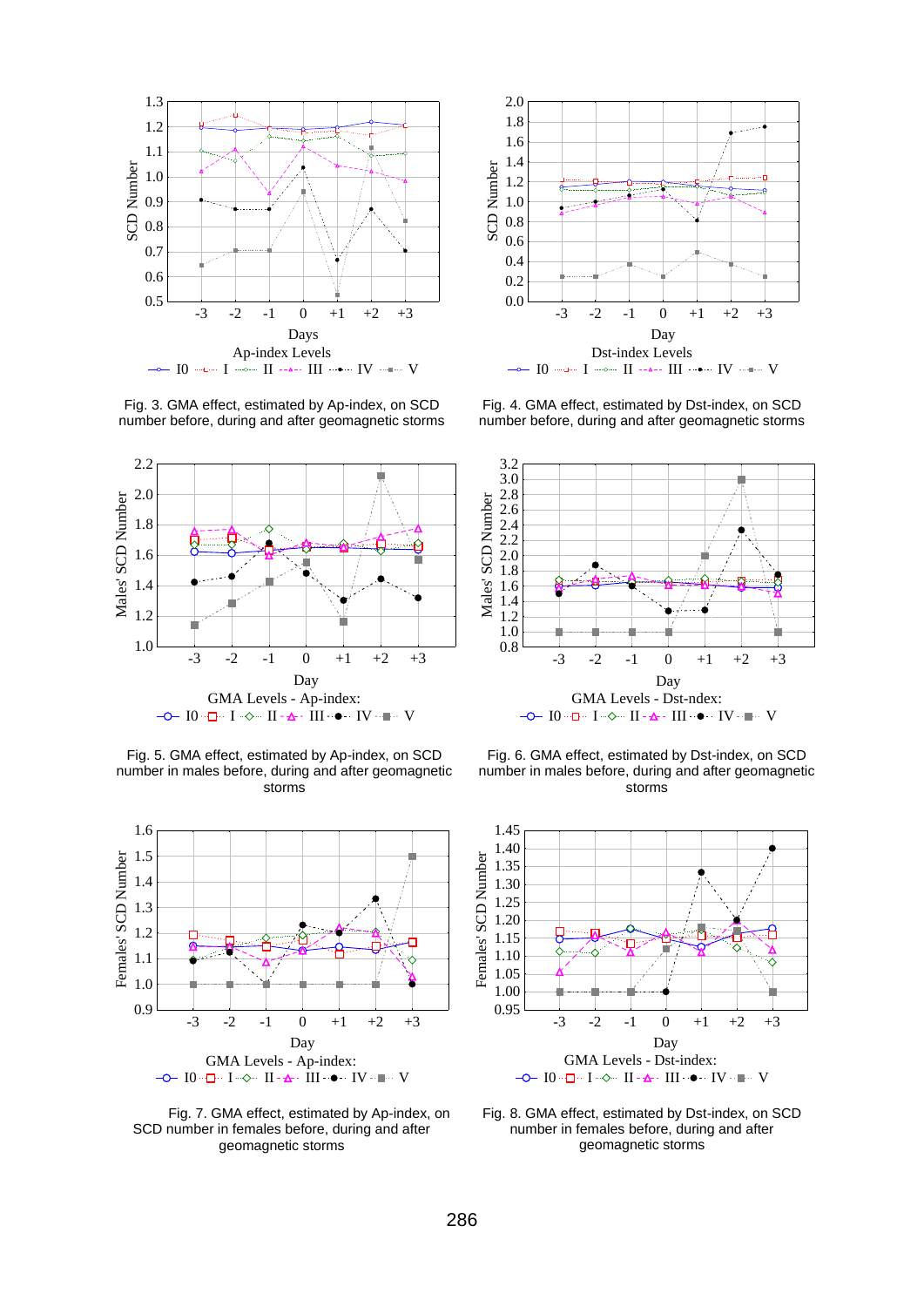Fig. 3. GMA effect, estimated by Ap-index, on SCD number before, during and after geomagnetic storms

Fig. 4. GMA effect, estimated by Dst-index, on SCD number before, during and after geomagnetic storms

Fig. 5. GMA effect, estimated by Ap-index, on SCD number in males before, during and after geomagnetic storms

Fig. 6. GMA effect, estimated by Dst-index, on SCD number in males before, during and after geomagnetic storms

Fig. 7. GMA effect, estimated by Ap-index, on SCD number in females before, during and after geomagnetic storms

Fig. 8. GMA effect, estimated by Dst-index, on SCD number in females before, during and after geomagnetic storms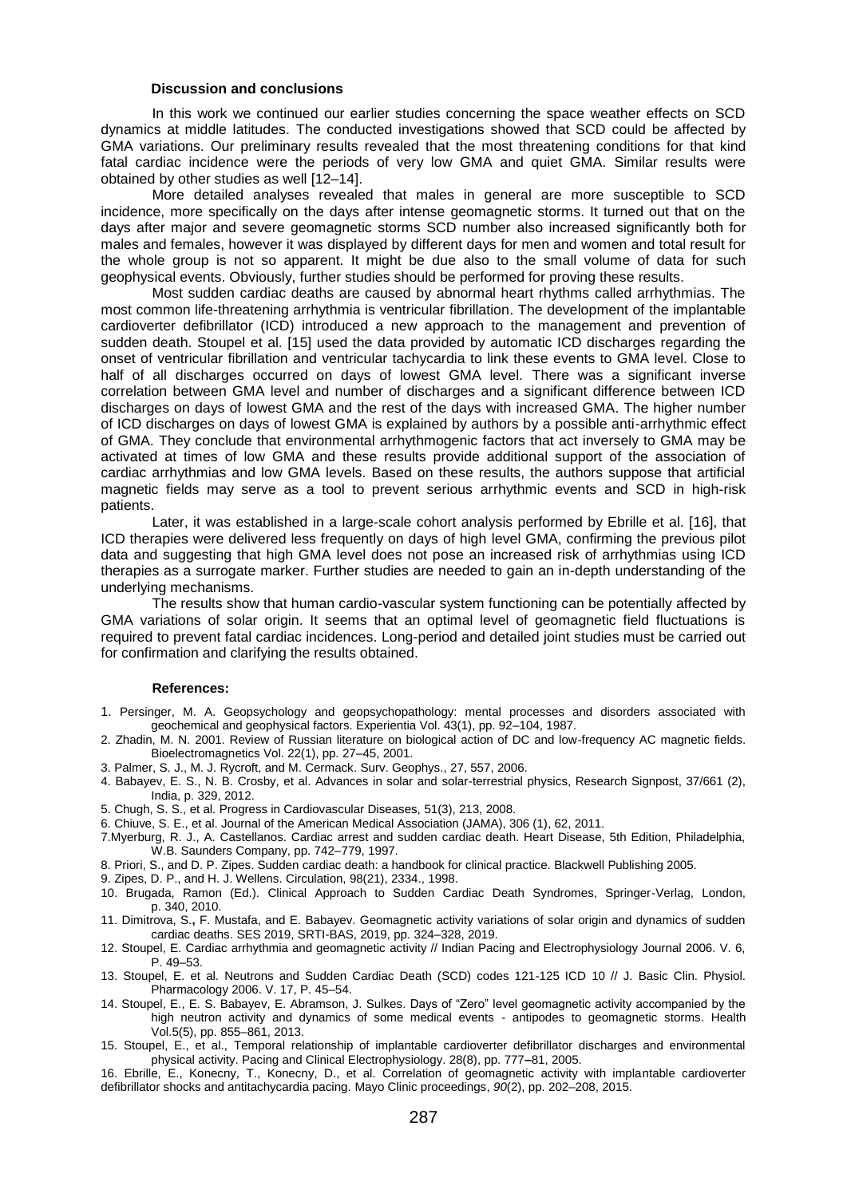### Discussion and conclusions

In this work we continued our earlier studies concerning the space weather effects on SCD dynamics at middle latitudes. The conducted investigations showed that SCD could be affected by GMA variations. Our preliminary results revealed that the most threatening conditions for that kind fatal cardiac incidence were the periods of very low GMA and quiet GMA. Similar results were obtained by other studies as well [12–14].

More detailed analyses revealed that males in general are more susceptible to SCD incidence, more specifically on the days after intense geomagnetic storms. It turned out that on the days after major and severe geomagnetic storms SCD number also increased significantly both for males and females, however it was displayed by different days for men and women and total result for the whole group is not so apparent. It might be due also to the small volume of data for such geophysical events. Obviously, further studies should be performed for proving these results.

Most sudden cardiac deaths are caused by abnormal heart rhythms called arrhythmias. The most common life-threatening arrhythmia is ventricular fibrillation. The development of the implantable cardioverter defibrillator (ICD) introduced a new approach to the management and prevention of sudden death. Stoupel et al. [15] used the data provided by automatic ICD discharges regarding the onset of ventricular fibrillation and ventricular tachycardia to link these events to GMA level. Close to half of all discharges occurred on days of lowest GMA level. There was a significant inverse correlation between GMA level and number of discharges and a significant difference between ICD discharges on days of lowest GMA and the rest of the days with increased GMA. The higher number of ICD discharges on days of lowest GMA is explained by authors by a possible anti-arrhythmic effect of GMA. They conclude that environmental arrhythmogenic factors that act inversely to GMA may be activated at times of low GMA and these results provide additional support of the association of cardiac arrhythmias and low GMA levels. Based on these results, the authors suppose that artificial magnetic fields may serve as a tool to prevent serious arrhythmic events and SCD in high-risk patients.

Later, it was established in a large-scale cohort analysis performed by Ebrille et al. [16], that ICD therapies were delivered less frequently on days of high level GMA, confirming the previous pilot data and suggesting that high GMA level does not pose an increased risk of arrhythmias using ICD therapies as a surrogate marker. Further studies are needed to gain an in-depth understanding of the underlying mechanisms.

The results show that human cardio-vascular system functioning can be potentially affected by GMA variations of solar origin. It seems that an optimal level of geomagnetic field fluctuations is required to prevent fatal cardiac incidences. Long-period and detailed joint studies must be carried out for confirmation and clarifying the results obtained.

### References:

1. Persinger, M. A. Geopsychology and geopsychopathology: mental processes and disorders associated with geochemical and geophysical factors. Experientia Vol. 43(1), pp. 92–104, 1987.
2. Zhadin, M. N. 2001. Review of Russian literature on biological action of DC and low-frequency AC magnetic fields. Bioelectromagnetics Vol. 22(1), pp. 27–45, 2001.
3. Palmer, S. J., M. J. Rycroft, and M. Cermack. Surv. Geophys., 27, 557, 2006.
4. Babayev, E. S., N. B. Crosby, et al. Advances in solar and solar-terrestrial physics, Research Signpost, 37/661 (2), India, p. 329, 2012.
5. Chugh, S. S., et al. Progress in Cardiovascular Diseases, 51(3), 213, 2008.
6. Chiuve, S. E., et al. Journal of the American Medical Association (JAMA), 306 (1), 62, 2011.
7. Myerburg, R. J., A. Castellanos. Cardiac arrest and sudden cardiac death. Heart Disease, 5th Edition, Philadelphia, W.B. Saunders Company, pp. 742–779, 1997.
8. Priori, S., and D. P. Zipes. Sudden cardiac death: a handbook for clinical practice. Blackwell Publishing 2005.
9. Zipes, D. P., and H. J. Wellens. Circulation, 98(21), 2334., 1998.
10. Brugada, Ramon (Ed.). Clinical Approach to Sudden Cardiac Death Syndromes, Springer-Verlag, London, p. 340, 2010.
11. Dimitrova, S.**,** F. Mustafa, and E. Babayev. Geomagnetic activity variations of solar origin and dynamics of sudden cardiac deaths. SES 2019, SRTI-BAS, 2019, pp. 324–328, 2019.
12. Stoupel, E. Cardiac arrhythmia and geomagnetic activity // Indian Pacing and Electrophysiology Journal 2006. V. 6, P. 49–53.
13. Stoupel, E. et al. Neutrons and Sudden Cardiac Death (SCD) codes 121-125 ICD 10 // J. Basic Clin. Physiol. Pharmacology 2006. V. 17, P. 45–54.
14. Stoupel, E., E. S. Babayev, E. Abramson, J. Sulkes. Days of "Zero" level geomagnetic activity accompanied by the high neutron activity and dynamics of some medical events - antipodes to geomagnetic storms. Health Vol.5(5), pp. 855–861, 2013.
15. Stoupel, E., et al., Temporal relationship of implantable cardioverter defibrillator discharges and environmental physical activity. Pacing and Clinical Electrophysiology. 28(8), pp. 777–81, 2005.
16. Ebrille, E., Konecny, T., Konecny, D., et al. Correlation of geomagnetic activity with implantable cardioverter defibrillator shocks and antitachycardia pacing. Mayo Clinic proceedings, *90*(2), pp. 202–208, 2015.